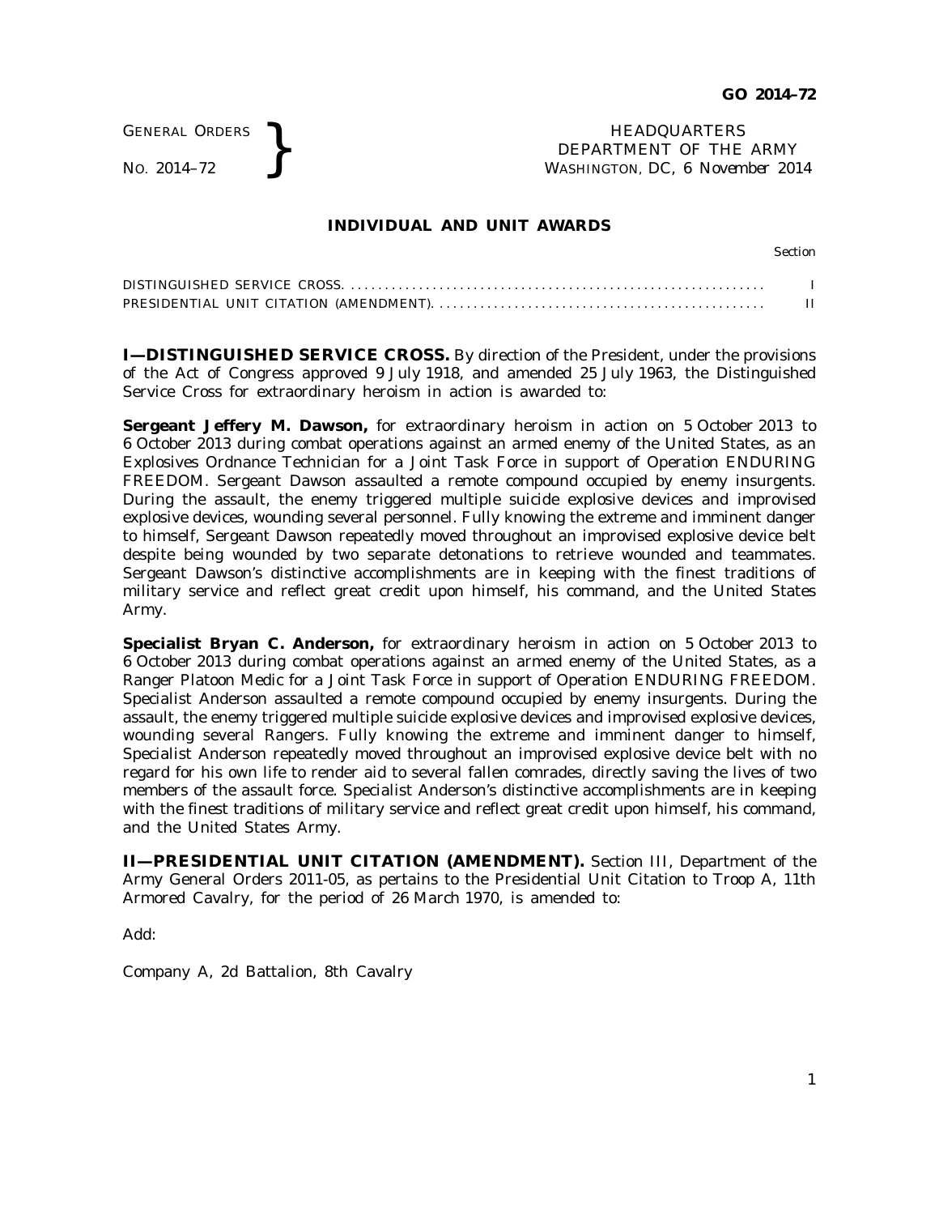GENERAL ORDERS
NO. 2014–72

HEADQUARTERS
DEPARTMENT OF THE ARMY
WASHINGTON, DC, *6 November 2014*

## INDIVIDUAL AND UNIT AWARDS

| | Section |
|---|---|
| DISTINGUISHED SERVICE CROSS | I |
| PRESIDENTIAL UNIT CITATION (AMENDMENT) | II |

**I—DISTINGUISHED SERVICE CROSS.** By direction of the President, under the provisions of the Act of Congress approved 9 July 1918, and amended 25 July 1963, the Distinguished Service Cross for extraordinary heroism in action is awarded to:

**Sergeant Jeffery M. Dawson,** for extraordinary heroism in action on 5 October 2013 to 6 October 2013 during combat operations against an armed enemy of the United States, as an Explosives Ordnance Technician for a Joint Task Force in support of Operation ENDURING FREEDOM. Sergeant Dawson assaulted a remote compound occupied by enemy insurgents. During the assault, the enemy triggered multiple suicide explosive devices and improvised explosive devices, wounding several personnel. Fully knowing the extreme and imminent danger to himself, Sergeant Dawson repeatedly moved throughout an improvised explosive device belt despite being wounded by two separate detonations to retrieve wounded and teammates. Sergeant Dawson's distinctive accomplishments are in keeping with the finest traditions of military service and reflect great credit upon himself, his command, and the United States Army.

**Specialist Bryan C. Anderson,** for extraordinary heroism in action on 5 October 2013 to 6 October 2013 during combat operations against an armed enemy of the United States, as a Ranger Platoon Medic for a Joint Task Force in support of Operation ENDURING FREEDOM. Specialist Anderson assaulted a remote compound occupied by enemy insurgents. During the assault, the enemy triggered multiple suicide explosive devices and improvised explosive devices, wounding several Rangers. Fully knowing the extreme and imminent danger to himself, Specialist Anderson repeatedly moved throughout an improvised explosive device belt with no regard for his own life to render aid to several fallen comrades, directly saving the lives of two members of the assault force. Specialist Anderson's distinctive accomplishments are in keeping with the finest traditions of military service and reflect great credit upon himself, his command, and the United States Army.

**II—PRESIDENTIAL UNIT CITATION (AMENDMENT).** Section III, Department of the Army General Orders 2011-05, as pertains to the Presidential Unit Citation to Troop A, 11th Armored Cavalry, for the period of 26 March 1970, is amended to:

Add:

Company A, 2d Battalion, 8th Cavalry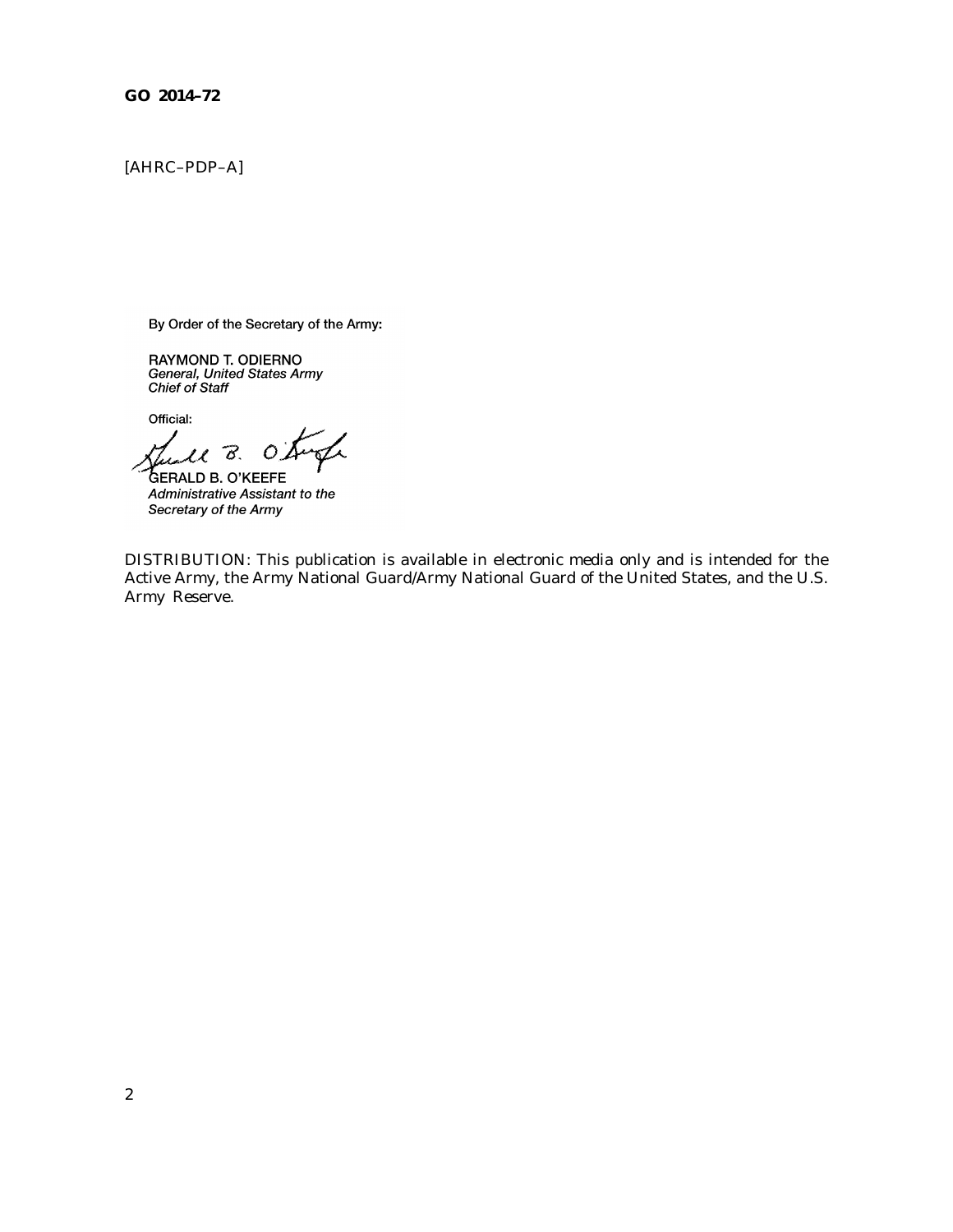**GO 2014–72**

[AHRC–PDP–A]

By Order of the Secretary of the Army:

RAYMOND T. ODIERNO
*General, United States Army*
*Chief of Staff*

Official:

GERALD B. O'KEEFE
*Administrative Assistant to the*
*Secretary of the Army*

DISTRIBUTION: This publication is available in electronic media only and is intended for the Active Army, the Army National Guard/Army National Guard of the United States, and the U.S. Army Reserve.